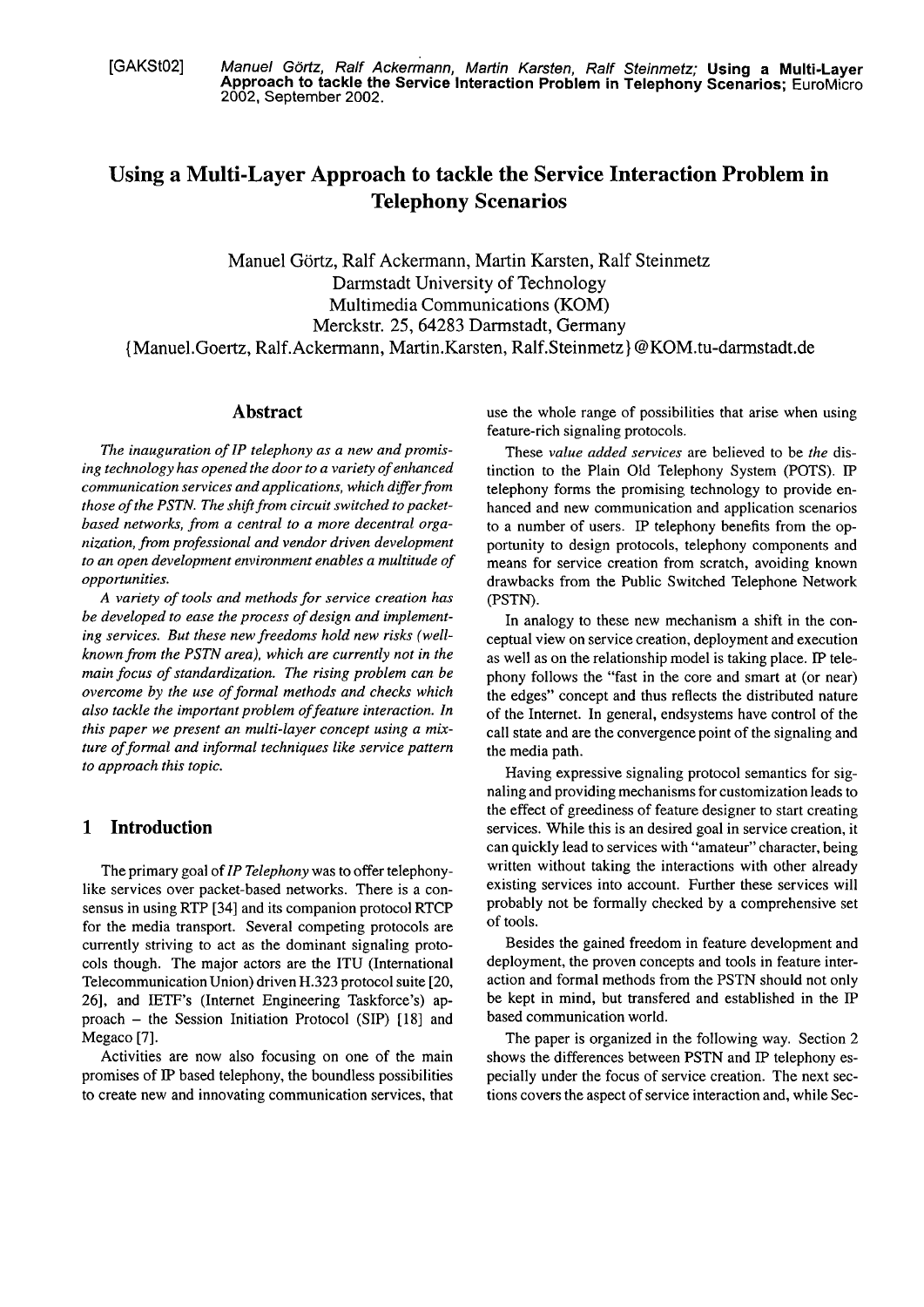[GAKSt02] *Manuel Görtz, Ralf Ackermann, Martin Karsten, Ralf Steinmetz;* **Using a Multi-Layer Approach to tackle the Service Interaction Problem in Telephony Scenarios;** EuroMicro 2002, September 2002.

# Using a Multi-Layer Approach to tackle the Service Interaction Problem in Telephony Scenarios

Manuel Görtz, Ralf Ackermann, Martin Karsten, Ralf Steinmetz
Darmstadt University of Technology
Multimedia Communications (KOM)
Merckstr. 25, 64283 Darmstadt, Germany
{Manuel.Goertz, Ralf.Ackermann, Martin.Karsten, Ralf.Steinmetz}@KOM.tu-darmstadt.de

## Abstract

*The inauguration of IP telephony as a new and promising technology has opened the door to a variety of enhanced communication services and applications, which differ from those of the PSTN. The shift from circuit switched to packet-based networks, from a central to a more decentral organization, from professional and vendor driven development to an open development environment enables a multitude of opportunities.*

*A variety of tools and methods for service creation has be developed to ease the process of design and implementing services. But these new freedoms hold new risks (well-known from the PSTN area), which are currently not in the main focus of standardization. The rising problem can be overcome by the use of formal methods and checks which also tackle the important problem of feature interaction. In this paper we present an multi-layer concept using a mixture of formal and informal techniques like service pattern to approach this topic.*

## 1 Introduction

The primary goal of *IP Telephony* was to offer telephony-like services over packet-based networks. There is a consensus in using RTP [34] and its companion protocol RTCP for the media transport. Several competing protocols are currently striving to act as the dominant signaling protocols though. The major actors are the ITU (International Telecommunication Union) driven H.323 protocol suite [20, 26], and IETF's (Internet Engineering Taskforce's) approach – the Session Initiation Protocol (SIP) [18] and Megaco [7].

Activities are now also focusing on one of the main promises of IP based telephony, the boundless possibilities to create new and innovating communication services, that use the whole range of possibilities that arise when using feature-rich signaling protocols.

These *value added services* are believed to be *the* distinction to the Plain Old Telephony System (POTS). IP telephony forms the promising technology to provide enhanced and new communication and application scenarios to a number of users. IP telephony benefits from the opportunity to design protocols, telephony components and means for service creation from scratch, avoiding known drawbacks from the Public Switched Telephone Network (PSTN).

In analogy to these new mechanism a shift in the conceptual view on service creation, deployment and execution as well as on the relationship model is taking place. IP telephony follows the "fast in the core and smart at (or near) the edges" concept and thus reflects the distributed nature of the Internet. In general, endsystems have control of the call state and are the convergence point of the signaling and the media path.

Having expressive signaling protocol semantics for signaling and providing mechanisms for customization leads to the effect of greediness of feature designer to start creating services. While this is an desired goal in service creation, it can quickly lead to services with "amateur" character, being written without taking the interactions with other already existing services into account. Further these services will probably not be formally checked by a comprehensive set of tools.

Besides the gained freedom in feature development and deployment, the proven concepts and tools in feature interaction and formal methods from the PSTN should not only be kept in mind, but transfered and established in the IP based communication world.

The paper is organized in the following way. Section 2 shows the differences between PSTN and IP telephony especially under the focus of service creation. The next sections covers the aspect of service interaction and, while Sec-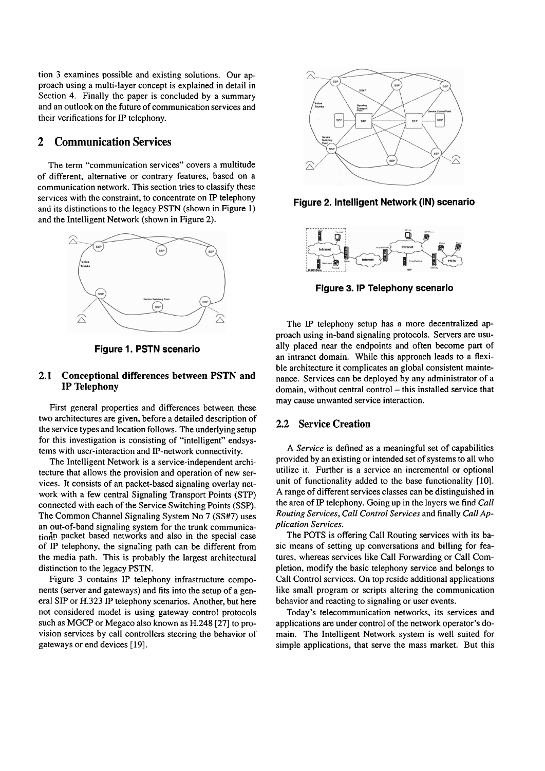tion 3 examines possible and existing solutions. Our approach using a multi-layer concept is explained in detail in Section 4. Finally the paper is concluded by a summary and an outlook on the future of communication services and their verifications for IP telephony.

## 2 Communication Services

The term "communication services" covers a multitude of different, alternative or contrary features, based on a communication network. This section tries to classify these services with the constraint, to concentrate on IP telephony and its distinctions to the legacy PSTN (shown in Figure 1) and the Intelligent Network (shown in Figure 2).

**Figure 1. PSTN scenario**

### 2.1 Conceptional differences between PSTN and IP Telephony

First general properties and differences between these two architectures are given, before a detailed description of the service types and location follows. The underlying setup for this investigation is consisting of "intelligent" endsystems with user-interaction and IP-network connectivity.

The Intelligent Network is a service-independent architecture that allows the provision and operation of new services. It consists of an packet-based signaling overlay network with a few central Signaling Transport Points (STP) connected with each of the Service Switching Points (SSP). The Common Channel Signaling System No 7 (SS#7) uses an out-of-band signaling system for the trunk communication. In packet based networks and also in the special case of IP telephony, the signaling path can be different from the media path. This is probably the largest architectural distinction to the legacy PSTN.

Figure 3 contains IP telephony infrastructure components (server and gateways) and fits into the setup of a general SIP or H.323 IP telephony scenarios. Another, but here not considered model is using gateway control protocols such as MGCP or Megaco also known as H.248 [27] to provision services by call controllers steering the behavior of gateways or end devices [19].

**Figure 2. Intelligent Network (IN) scenario**

**Figure 3. IP Telephony scenario**

The IP telephony setup has a more decentralized approach using in-band signaling protocols. Servers are usually placed near the endpoints and often become part of an intranet domain. While this approach leads to a flexible architecture it complicates an global consistent maintenance. Services can be deployed by any administrator of a domain, without central control – this installed service that may cause unwanted service interaction.

### 2.2 Service Creation

A *Service* is defined as a meaningful set of capabilities provided by an existing or intended set of systems to all who utilize it. Further is a service an incremental or optional unit of functionality added to the base functionality [10]. A range of different services classes can be distinguished in the area of IP telephony. Going up in the layers we find *Call Routing Services*, *Call Control Services* and finally *Call Application Services*.

The POTS is offering Call Routing services with its basic means of setting up conversations and billing for features, whereas services like Call Forwarding or Call Completion, modify the basic telephony service and belongs to Call Control services. On top reside additional applications like small program or scripts altering the communication behavior and reacting to signaling or user events.

Today's telecommunication networks, its services and applications are under control of the network operator's domain. The Intelligent Network system is well suited for simple applications, that serve the mass market. But this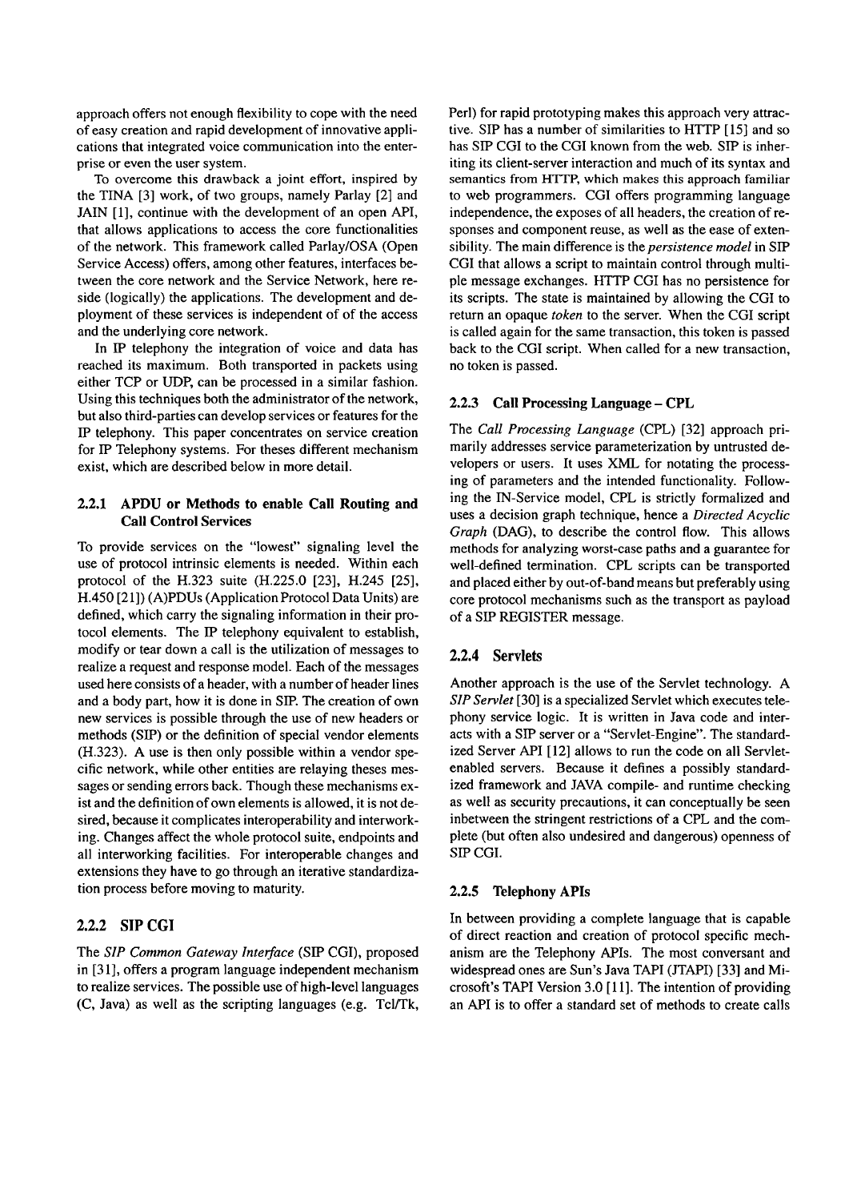approach offers not enough flexibility to cope with the need of easy creation and rapid development of innovative applications that integrated voice communication into the enterprise or even the user system.

To overcome this drawback a joint effort, inspired by the TINA [3] work, of two groups, namely Parlay [2] and JAIN [1], continue with the development of an open API, that allows applications to access the core functionalities of the network. This framework called Parlay/OSA (Open Service Access) offers, among other features, interfaces between the core network and the Service Network, here reside (logically) the applications. The development and deployment of these services is independent of of the access and the underlying core network.

In IP telephony the integration of voice and data has reached its maximum. Both transported in packets using either TCP or UDP, can be processed in a similar fashion. Using this techniques both the administrator of the network, but also third-parties can develop services or features for the IP telephony. This paper concentrates on service creation for IP Telephony systems. For theses different mechanism exist, which are described below in more detail.

### 2.2.1 APDU or Methods to enable Call Routing and Call Control Services

To provide services on the "lowest" signaling level the use of protocol intrinsic elements is needed. Within each protocol of the H.323 suite (H.225.0 [23], H.245 [25], H.450 [21]) (A)PDUs (Application Protocol Data Units) are defined, which carry the signaling information in their protocol elements. The IP telephony equivalent to establish, modify or tear down a call is the utilization of messages to realize a request and response model. Each of the messages used here consists of a header, with a number of header lines and a body part, how it is done in SIP. The creation of own new services is possible through the use of new headers or methods (SIP) or the definition of special vendor elements (H.323). A use is then only possible within a vendor specific network, while other entities are relaying theses messages or sending errors back. Though these mechanisms exist and the definition of own elements is allowed, it is not desired, because it complicates interoperability and interworking. Changes affect the whole protocol suite, endpoints and all interworking facilities. For interoperable changes and extensions they have to go through an iterative standardization process before moving to maturity.

### 2.2.2 SIP CGI

The *SIP Common Gateway Interface* (SIP CGI), proposed in [31], offers a program language independent mechanism to realize services. The possible use of high-level languages (C, Java) as well as the scripting languages (e.g. Tcl/Tk, Perl) for rapid prototyping makes this approach very attractive. SIP has a number of similarities to HTTP [15] and so has SIP CGI to the CGI known from the web. SIP is inheriting its client-server interaction and much of its syntax and semantics from HTTP, which makes this approach familiar to web programmers. CGI offers programming language independence, the exposes of all headers, the creation of responses and component reuse, as well as the ease of extensibility. The main difference is the *persistence model* in SIP CGI that allows a script to maintain control through multiple message exchanges. HTTP CGI has no persistence for its scripts. The state is maintained by allowing the CGI to return an opaque *token* to the server. When the CGI script is called again for the same transaction, this token is passed back to the CGI script. When called for a new transaction, no token is passed.

### 2.2.3 Call Processing Language – CPL

The *Call Processing Language* (CPL) [32] approach primarily addresses service parameterization by untrusted developers or users. It uses XML for notating the processing of parameters and the intended functionality. Following the IN-Service model, CPL is strictly formalized and uses a decision graph technique, hence a *Directed Acyclic Graph* (DAG), to describe the control flow. This allows methods for analyzing worst-case paths and a guarantee for well-defined termination. CPL scripts can be transported and placed either by out-of-band means but preferably using core protocol mechanisms such as the transport as payload of a SIP REGISTER message.

### 2.2.4 Servlets

Another approach is the use of the Servlet technology. A *SIP Servlet* [30] is a specialized Servlet which executes telephony service logic. It is written in Java code and interacts with a SIP server or a "Servlet-Engine". The standardized Server API [12] allows to run the code on all Servlet-enabled servers. Because it defines a possibly standardized framework and JAVA compile- and runtime checking as well as security precautions, it can conceptually be seen inbetween the stringent restrictions of a CPL and the complete (but often also undesired and dangerous) openness of SIP CGI.

### 2.2.5 Telephony APIs

In between providing a complete language that is capable of direct reaction and creation of protocol specific mechanism are the Telephony APIs. The most conversant and widespread ones are Sun's Java TAPI (JTAPI) [33] and Microsoft's TAPI Version 3.0 [11]. The intention of providing an API is to offer a standard set of methods to create calls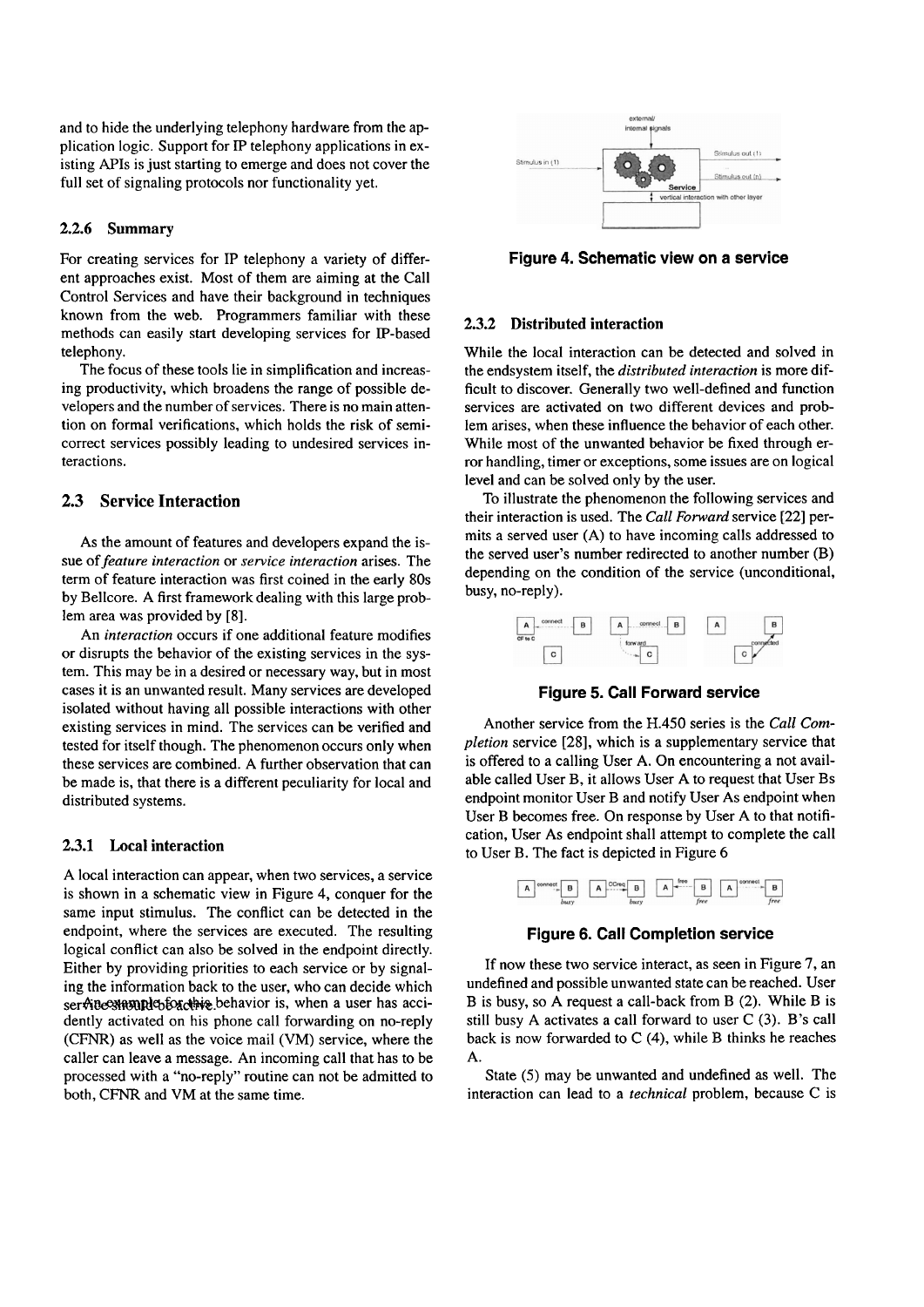and to hide the underlying telephony hardware from the application logic. Support for IP telephony applications in existing APIs is just starting to emerge and does not cover the full set of signaling protocols nor functionality yet.

### 2.2.6 Summary

For creating services for IP telephony a variety of different approaches exist. Most of them are aiming at the Call Control Services and have their background in techniques known from the web. Programmers familiar with these methods can easily start developing services for IP-based telephony.

The focus of these tools lie in simplification and increasing productivity, which broadens the range of possible developers and the number of services. There is no main attention on formal verifications, which holds the risk of semi-correct services possibly leading to undesired services interactions.

## 2.3 Service Interaction

As the amount of features and developers expand the issue of *feature interaction* or *service interaction* arises. The term of feature interaction was first coined in the early 80s by Bellcore. A first framework dealing with this large problem area was provided by [8].

An *interaction* occurs if one additional feature modifies or disrupts the behavior of the existing services in the system. This may be in a desired or necessary way, but in most cases it is an unwanted result. Many services are developed isolated without having all possible interactions with other existing services in mind. The services can be verified and tested for itself though. The phenomenon occurs only when these services are combined. A further observation that can be made is, that there is a different peculiarity for local and distributed systems.

### 2.3.1 Local interaction

A local interaction can appear, when two services, a service is shown in a schematic view in Figure 4, conquer for the same input stimulus. The conflict can be detected in the endpoint, where the services are executed. The resulting logical conflict can also be solved in the endpoint directly. Either by providing priorities to each service or by signaling the information back to the user, who can decide which service should be active.

An example for this behavior is, when a user has accidently activated on his phone call forwarding on no-reply (CFNR) as well as the voice mail (VM) service, where the caller can leave a message. An incoming call that has to be processed with a "no-reply" routine can not be admitted to both, CFNR and VM at the same time.

**Figure 4. Schematic view on a service**

### 2.3.2 Distributed interaction

While the local interaction can be detected and solved in the endsystem itself, the *distributed interaction* is more difficult to discover. Generally two well-defined and function services are activated on two different devices and problem arises, when these influence the behavior of each other. While most of the unwanted behavior be fixed through error handling, timer or exceptions, some issues are on logical level and can be solved only by the user.

To illustrate the phenomenon the following services and their interaction is used. The *Call Forward* service [22] permits a served user (A) to have incoming calls addressed to the served user's number redirected to another number (B) depending on the condition of the service (unconditional, busy, no-reply).

**Figure 5. Call Forward service**

Another service from the H.450 series is the *Call Completion* service [28], which is a supplementary service that is offered to a calling User A. On encountering a not available called User B, it allows User A to request that User Bs endpoint monitor User B and notify User As endpoint when User B becomes free. On response by User A to that notification, User As endpoint shall attempt to complete the call to User B. The fact is depicted in Figure 6

**Figure 6. Call Completion service**

If now these two service interact, as seen in Figure 7, an undefined and possible unwanted state can be reached. User B is busy, so A request a call-back from B (2). While B is still busy A activates a call forward to user C (3). B's call back is now forwarded to C (4), while B thinks he reaches A.

State (5) may be unwanted and undefined as well. The interaction can lead to a *technical* problem, because C is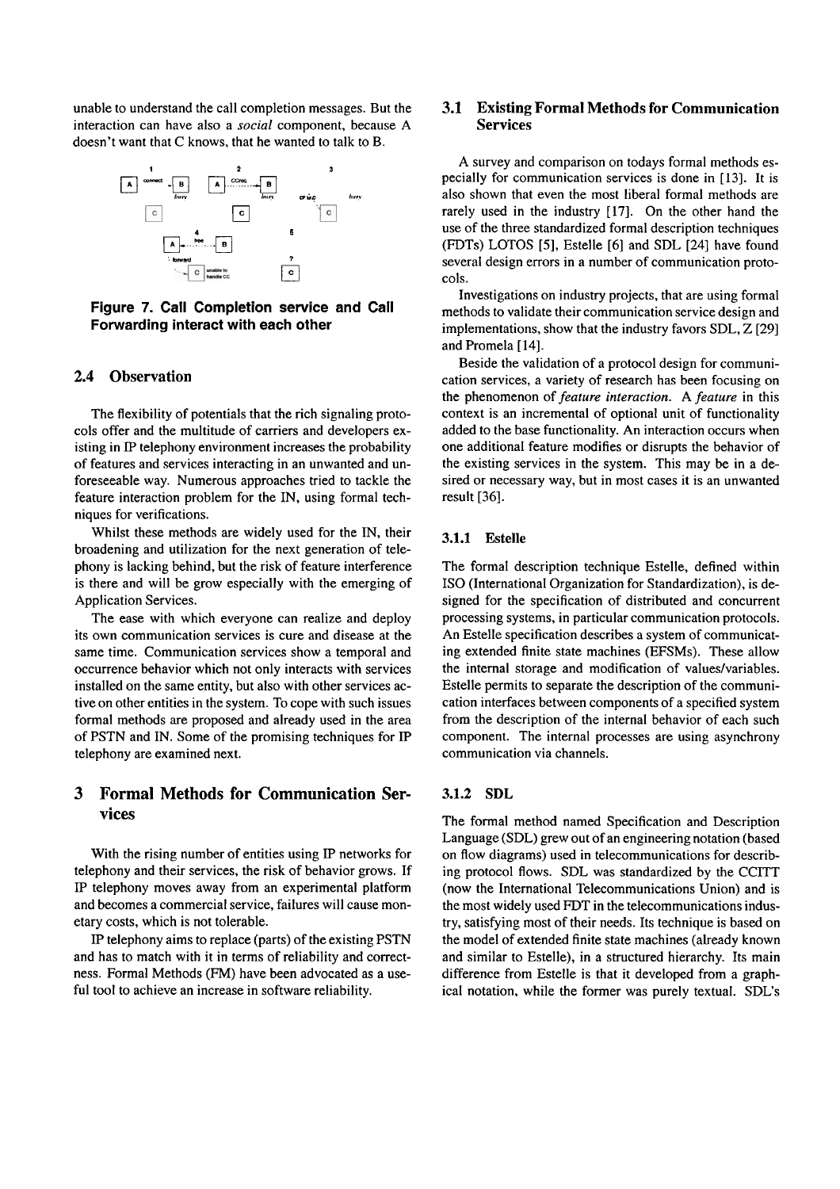unable to understand the call completion messages. But the interaction can have also a *social* component, because A doesn't want that C knows, that he wanted to talk to B.

**Figure 7. Call Completion service and Call Forwarding interact with each other**

## 2.4 Observation

The flexibility of potentials that the rich signaling protocols offer and the multitude of carriers and developers existing in IP telephony environment increases the probability of features and services interacting in an unwanted and unforeseeable way. Numerous approaches tried to tackle the feature interaction problem for the IN, using formal techniques for verifications.

Whilst these methods are widely used for the IN, their broadening and utilization for the next generation of telephony is lacking behind, but the risk of feature interference is there and will be grow especially with the emerging of Application Services.

The ease with which everyone can realize and deploy its own communication services is cure and disease at the same time. Communication services show a temporal and occurrence behavior which not only interacts with services installed on the same entity, but also with other services active on other entities in the system. To cope with such issues formal methods are proposed and already used in the area of PSTN and IN. Some of the promising techniques for IP telephony are examined next.

# 3 Formal Methods for Communication Services

With the rising number of entities using IP networks for telephony and their services, the risk of behavior grows. If IP telephony moves away from an experimental platform and becomes a commercial service, failures will cause monetary costs, which is not tolerable.

IP telephony aims to replace (parts) of the existing PSTN and has to match with it in terms of reliability and correctness. Formal Methods (FM) have been advocated as a useful tool to achieve an increase in software reliability.

## 3.1 Existing Formal Methods for Communication Services

A survey and comparison on todays formal methods especially for communication services is done in [13]. It is also shown that even the most liberal formal methods are rarely used in the industry [17]. On the other hand the use of the three standardized formal description techniques (FDTs) LOTOS [5], Estelle [6] and SDL [24] have found several design errors in a number of communication protocols.

Investigations on industry projects, that are using formal methods to validate their communication service design and implementations, show that the industry favors SDL, Z [29] and Promela [14].

Beside the validation of a protocol design for communication services, a variety of research has been focusing on the phenomenon of *feature interaction*. A *feature* in this context is an incremental of optional unit of functionality added to the base functionality. An interaction occurs when one additional feature modifies or disrupts the behavior of the existing services in the system. This may be in a desired or necessary way, but in most cases it is an unwanted result [36].

### 3.1.1 Estelle

The formal description technique Estelle, defined within ISO (International Organization for Standardization), is designed for the specification of distributed and concurrent processing systems, in particular communication protocols. An Estelle specification describes a system of communicating extended finite state machines (EFSMs). These allow the internal storage and modification of values/variables. Estelle permits to separate the description of the communication interfaces between components of a specified system from the description of the internal behavior of each such component. The internal processes are using asynchrony communication via channels.

### 3.1.2 SDL

The formal method named Specification and Description Language (SDL) grew out of an engineering notation (based on flow diagrams) used in telecommunications for describing protocol flows. SDL was standardized by the CCITT (now the International Telecommunications Union) and is the most widely used FDT in the telecommunications industry, satisfying most of their needs. Its technique is based on the model of extended finite state machines (already known and similar to Estelle), in a structured hierarchy. Its main difference from Estelle is that it developed from a graphical notation, while the former was purely textual. SDL's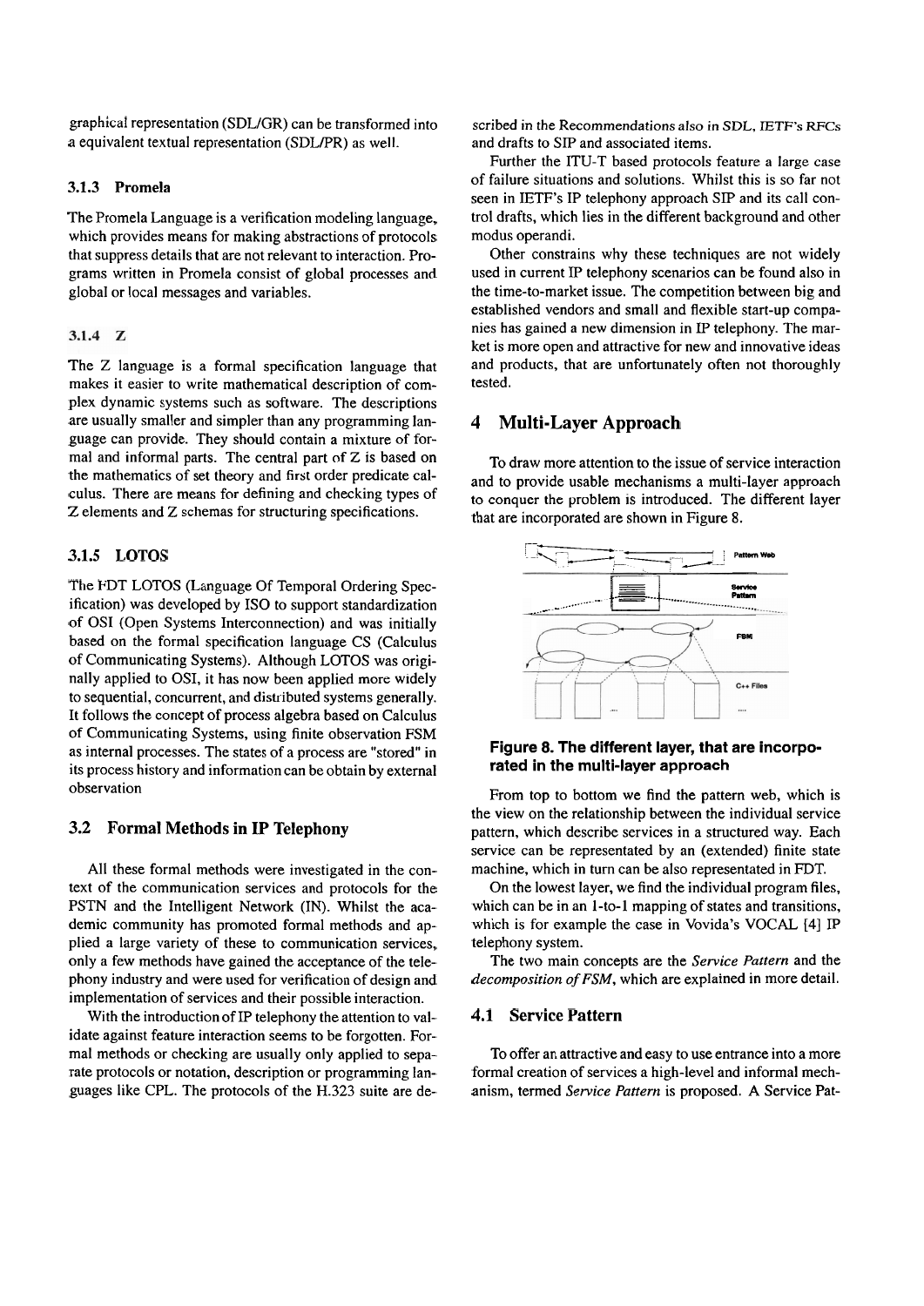graphical representation (SDL/GR) can be transformed into a equivalent textual representation (SDL/PR) as well.

### 3.1.3 Promela

The Promela Language is a verification modeling language, which provides means for making abstractions of protocols that suppress details that are not relevant to interaction. Programs written in Promela consist of global processes and global or local messages and variables.

### 3.1.4 Z

The Z language is a formal specification language that makes it easier to write mathematical description of complex dynamic systems such as software. The descriptions are usually smaller and simpler than any programming language can provide. They should contain a mixture of formal and informal parts. The central part of Z is based on the mathematics of set theory and first order predicate calculus. There are means for defining and checking types of Z elements and Z schemas for structuring specifications.

### 3.1.5 LOTOS

The FDT LOTOS (Language Of Temporal Ordering Specification) was developed by ISO to support standardization of OSI (Open Systems Interconnection) and was initially based on the formal specification language CS (Calculus of Communicating Systems). Although LOTOS was originally applied to OSI, it has now been applied more widely to sequential, concurrent, and distributed systems generally. It follows the concept of process algebra based on Calculus of Communicating Systems, using finite observation FSM as internal processes. The states of a process are "stored" in its process history and information can be obtain by external observation

## 3.2 Formal Methods in IP Telephony

All these formal methods were investigated in the context of the communication services and protocols for the PSTN and the Intelligent Network (IN). Whilst the academic community has promoted formal methods and applied a large variety of these to communication services, only a few methods have gained the acceptance of the telephony industry and were used for verification of design and implementation of services and their possible interaction.

With the introduction of IP telephony the attention to validate against feature interaction seems to be forgotten. Formal methods or checking are usually only applied to separate protocols or notation, description or programming languages like CPL. The protocols of the H.323 suite are described in the Recommendations also in SDL, IETF's RFCs and drafts to SIP and associated items.

Further the ITU-T based protocols feature a large case of failure situations and solutions. Whilst this is so far not seen in IETF's IP telephony approach SIP and its call control drafts, which lies in the different background and other modus operandi.

Other constrains why these techniques are not widely used in current IP telephony scenarios can be found also in the time-to-market issue. The competition between big and established vendors and small and flexible start-up companies has gained a new dimension in IP telephony. The market is more open and attractive for new and innovative ideas and products, that are unfortunately often not thoroughly tested.

# 4 Multi-Layer Approach

To draw more attention to the issue of service interaction and to provide usable mechanisms a multi-layer approach to conquer the problem is introduced. The different layer that are incorporated are shown in Figure 8.

**Figure 8. The different layer, that are incorporated in the multi-layer approach**

From top to bottom we find the pattern web, which is the view on the relationship between the individual service pattern, which describe services in a structured way. Each service can be representated by an (extended) finite state machine, which in turn can be also representated in FDT.

On the lowest layer, we find the individual program files, which can be in an 1-to-1 mapping of states and transitions, which is for example the case in Vovida's VOCAL [4] IP telephony system.

The two main concepts are the *Service Pattern* and the *decomposition of FSM*, which are explained in more detail.

## 4.1 Service Pattern

To offer an attractive and easy to use entrance into a more formal creation of services a high-level and informal mechanism, termed *Service Pattern* is proposed. A Service Pat-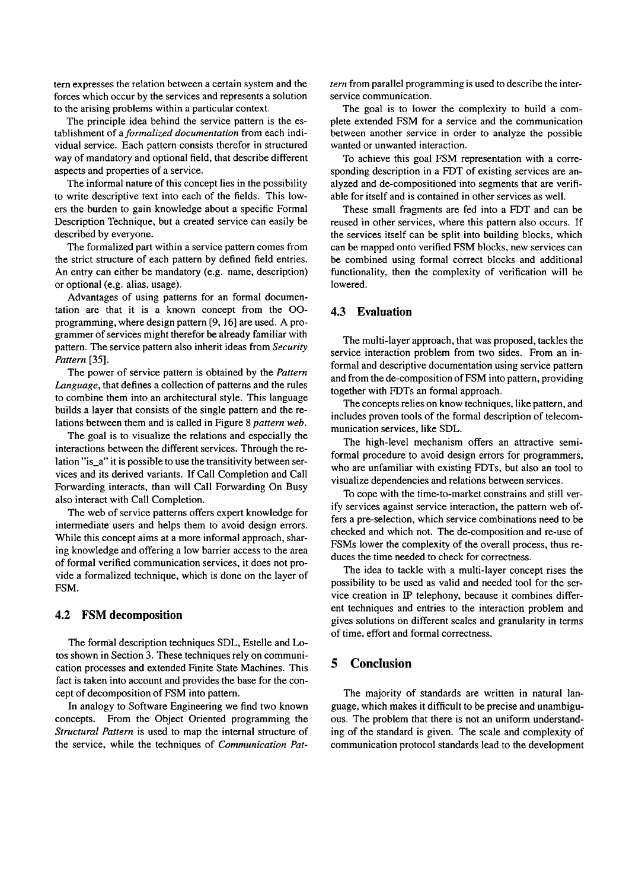tern expresses the relation between a certain system and the forces which occur by the services and represents a solution to the arising problems within a particular context.

The principle idea behind the service pattern is the establishment of a *formalized documentation* from each individual service. Each pattern consists therefor in structured way of mandatory and optional field, that describe different aspects and properties of a service.

The informal nature of this concept lies in the possibility to write descriptive text into each of the fields. This lowers the burden to gain knowledge about a specific Formal Description Technique, but a created service can easily be described by everyone.

The formalized part within a service pattern comes from the strict structure of each pattern by defined field entries. An entry can either be mandatory (e.g. name, description) or optional (e.g. alias, usage).

Advantages of using patterns for an formal documentation are that it is a known concept from the OO-programming, where design pattern [9, 16] are used. A programmer of services might therefor be already familiar with pattern. The service pattern also inherit ideas from *Security Pattern* [35].

The power of service pattern is obtained by the *Pattern Language*, that defines a collection of patterns and the rules to combine them into an architectural style. This language builds a layer that consists of the single pattern and the relations between them and is called in Figure 8 *pattern web*.

The goal is to visualize the relations and especially the interactions between the different services. Through the relation "is_a" it is possible to use the transitivity between services and its derived variants. If Call Completion and Call Forwarding interacts, than will Call Forwarding On Busy also interact with Call Completion.

The web of service patterns offers expert knowledge for intermediate users and helps them to avoid design errors. While this concept aims at a more informal approach, sharing knowledge and offering a low barrier access to the area of formal verified communication services, it does not provide a formalized technique, which is done on the layer of FSM.

### 4.2 FSM decomposition

The formal description techniques SDL, Estelle and Lotos shown in Section 3. These techniques rely on communication processes and extended Finite State Machines. This fact is taken into account and provides the base for the concept of decomposition of FSM into pattern.

In analogy to Software Engineering we find two known concepts. From the Object Oriented programming the *Structural Pattern* is used to map the internal structure of the service, while the techniques of *Communication Pattern* from parallel programming is used to describe the inter-service communication.

The goal is to lower the complexity to build a complete extended FSM for a service and the communication between another service in order to analyze the possible wanted or unwanted interaction.

To achieve this goal FSM representation with a corresponding description in a FDT of existing services are analyzed and de-compositioned into segments that are verifiable for itself and is contained in other services as well.

These small fragments are fed into a FDT and can be reused in other services, where this pattern also occurs. If the services itself can be split into building blocks, which can be mapped onto verified FSM blocks, new services can be combined using formal correct blocks and additional functionality, then the complexity of verification will be lowered.

### 4.3 Evaluation

The multi-layer approach, that was proposed, tackles the service interaction problem from two sides. From an informal and descriptive documentation using service pattern and from the de-composition of FSM into pattern, providing together with FDTs an formal approach.

The concepts relies on know techniques, like pattern, and includes proven tools of the formal description of telecommunication services, like SDL.

The high-level mechanism offers an attractive semi-formal procedure to avoid design errors for programmers, who are unfamiliar with existing FDTs, but also an tool to visualize dependencies and relations between services.

To cope with the time-to-market constrains and still verify services against service interaction, the pattern web offers a pre-selection, which service combinations need to be checked and which not. The de-composition and re-use of FSMs lower the complexity of the overall process, thus reduces the time needed to check for correctness.

The idea to tackle with a multi-layer concept rises the possibility to be used as valid and needed tool for the service creation in IP telephony, because it combines different techniques and entries to the interaction problem and gives solutions on different scales and granularity in terms of time, effort and formal correctness.

## 5 Conclusion

The majority of standards are written in natural language, which makes it difficult to be precise and unambiguous. The problem that there is not an uniform understanding of the standard is given. The scale and complexity of communication protocol standards lead to the development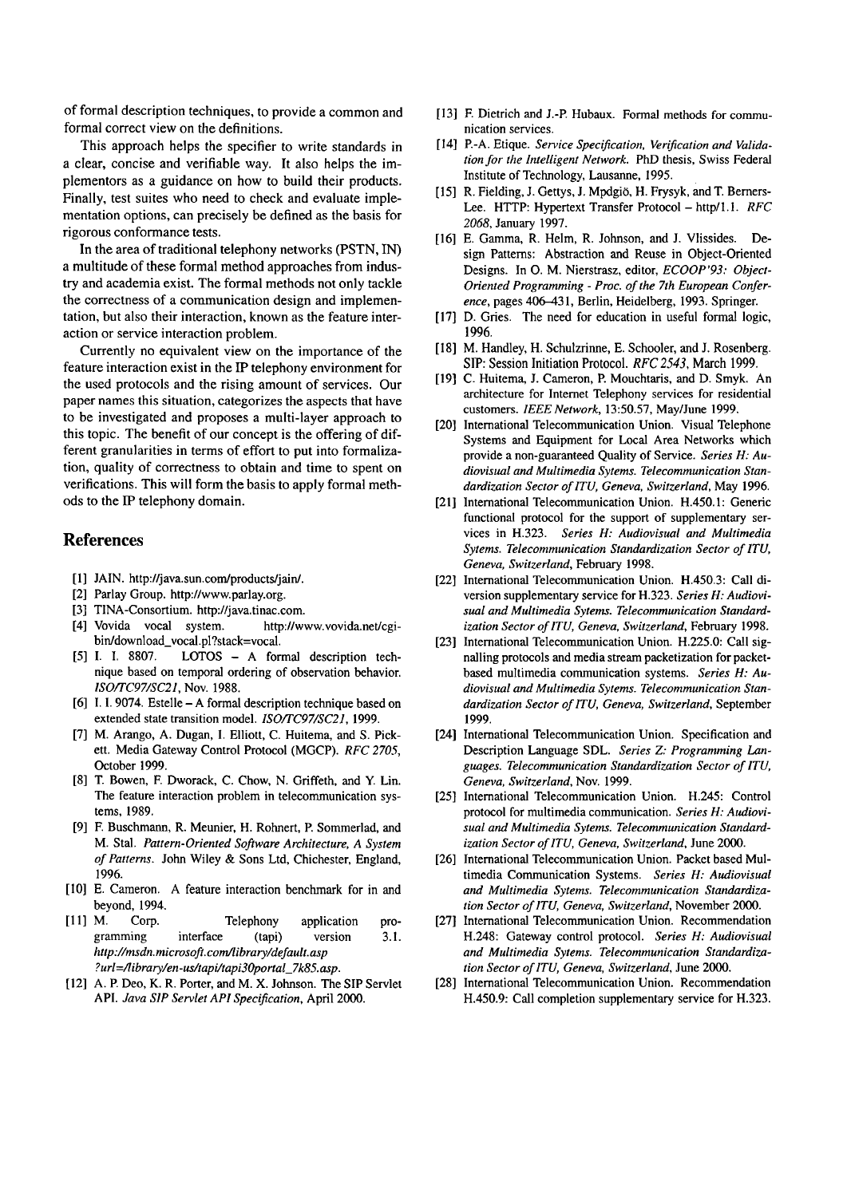of formal description techniques, to provide a common and formal correct view on the definitions.

This approach helps the specifier to write standards in a clear, concise and verifiable way. It also helps the implementors as a guidance on how to build their products. Finally, test suites who need to check and evaluate implementation options, can precisely be defined as the basis for rigorous conformance tests.

In the area of traditional telephony networks (PSTN, IN) a multitude of these formal method approaches from industry and academia exist. The formal methods not only tackle the correctness of a communication design and implementation, but also their interaction, known as the feature interaction or service interaction problem.

Currently no equivalent view on the importance of the feature interaction exist in the IP telephony environment for the used protocols and the rising amount of services. Our paper names this situation, categorizes the aspects that have to be investigated and proposes a multi-layer approach to this topic. The benefit of our concept is the offering of different granularities in terms of effort to put into formalization, quality of correctness to obtain and time to spent on verifications. This will form the basis to apply formal methods to the IP telephony domain.

## References

[1] JAIN. http://java.sun.com/products/jain/.

[2] Parlay Group. http://www.parlay.org.

[3] TINA-Consortium. http://java.tinac.com.

[4] Vovida vocal system. http://www.vovida.net/cgi-bin/download_vocal.pl?stack=vocal.

[5] I. I. 8807. LOTOS – A formal description technique based on temporal ordering of observation behavior. *ISO/TC97/SC21*, Nov. 1988.

[6] I. I. 9074. Estelle – A formal description technique based on extended state transition model. *ISO/TC97/SC21*, 1999.

[7] M. Arango, A. Dugan, I. Elliott, C. Huitema, and S. Pickett. Media Gateway Control Protocol (MGCP). *RFC 2705*, October 1999.

[8] T. Bowen, F. Dworack, C. Chow, N. Griffeth, and Y. Lin. The feature interaction problem in telecommunication systems, 1989.

[9] F. Buschmann, R. Meunier, H. Rohnert, P. Sommerlad, and M. Stal. *Pattern-Oriented Software Architecture, A System of Patterns*. John Wiley & Sons Ltd, Chichester, England, 1996.

[10] E. Cameron. A feature interaction benchmark for in and beyond, 1994.

[11] M. Corp. Telephony application programming interface (tapi) version 3.1. *http://msdn.microsoft.com/library/default.asp ?url=/library/en-us/tapi/tapi3Oportal_7k85.asp*.

[12] A. P. Deo, K. R. Porter, and M. X. Johnson. The SIP Servlet API. *Java SIP Servlet API Specification*, April 2000.

[13] F. Dietrich and J.-P. Hubaux. Formal methods for communication services.

[14] P.-A. Etique. *Service Specification, Verification and Validation for the Intelligent Network*. PhD thesis, Swiss Federal Institute of Technology, Lausanne, 1995.

[15] R. Fielding, J. Gettys, J. Mpdgiö, H. Frysyk, and T. Berners-Lee. HTTP: Hypertext Transfer Protocol – http/1.1. *RFC 2068*, January 1997.

[16] E. Gamma, R. Helm, R. Johnson, and J. Vlissides. Design Patterns: Abstraction and Reuse in Object-Oriented Designs. In O. M. Nierstrasz, editor, *ECOOP'93: Object-Oriented Programming - Proc. of the 7th European Conference*, pages 406–431, Berlin, Heidelberg, 1993. Springer.

[17] D. Gries. The need for education in useful formal logic, 1996.

[18] M. Handley, H. Schulzrinne, E. Schooler, and J. Rosenberg. SIP: Session Initiation Protocol. *RFC 2543*, March 1999.

[19] C. Huitema, J. Cameron, P. Mouchtaris, and D. Smyk. An architecture for Internet Telephony services for residential customers. *IEEE Network*, 13:50.57, May/June 1999.

[20] International Telecommunication Union. Visual Telephone Systems and Equipment for Local Area Networks which provide a non-guaranteed Quality of Service. *Series H: Audiovisual and Multimedia Sytems. Telecommunication Standardization Sector of ITU, Geneva, Switzerland*, May 1996.

[21] International Telecommunication Union. H.450.1: Generic functional protocol for the support of supplementary services in H.323. *Series H: Audiovisual and Multimedia Sytems. Telecommunication Standardization Sector of ITU, Geneva, Switzerland*, February 1998.

[22] International Telecommunication Union. H.450.3: Call diversion supplementary service for H.323. *Series H: Audiovisual and Multimedia Sytems. Telecommunication Standardization Sector of ITU, Geneva, Switzerland*, February 1998.

[23] International Telecommunication Union. H.225.0: Call signalling protocols and media stream packetization for packet-based multimedia communication systems. *Series H: Audiovisual and Multimedia Sytems. Telecommunication Standardization Sector of ITU, Geneva, Switzerland*, September 1999.

[24] International Telecommunication Union. Specification and Description Language SDL. *Series Z: Programming Languages. Telecommunication Standardization Sector of ITU, Geneva, Switzerland*, Nov. 1999.

[25] International Telecommunication Union. H.245: Control protocol for multimedia communication. *Series H: Audiovisual and Multimedia Sytems. Telecommunication Standardization Sector of ITU, Geneva, Switzerland*, June 2000.

[26] International Telecommunication Union. Packet based Multimedia Communication Systems. *Series H: Audiovisual and Multimedia Sytems. Telecommunication Standardization Sector of ITU, Geneva, Switzerland*, November 2000.

[27] International Telecommunication Union. Recommendation H.248: Gateway control protocol. *Series H: Audiovisual and Multimedia Sytems. Telecommunication Standardization Sector of ITU, Geneva, Switzerland*, June 2000.

[28] International Telecommunication Union. Recommendation H.450.9: Call completion supplementary service for H.323.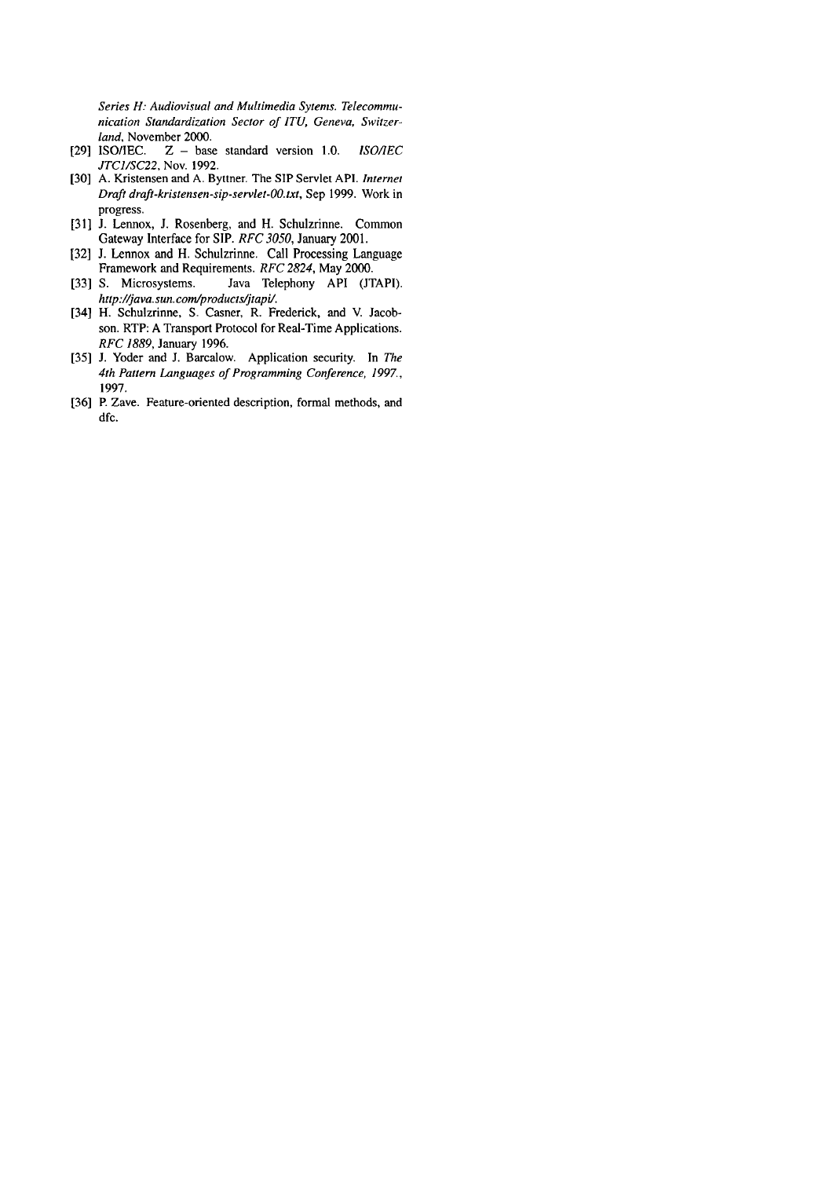*Series H: Audiovisual and Multimedia Sytems. Telecommunication Standardization Sector of ITU, Geneva, Switzerland*, November 2000.

[29] ISO/IEC. Z – base standard version 1.0. *ISO/IEC JTC1/SC22*, Nov. 1992.

[30] A. Kristensen and A. Byttner. The SIP Servlet API. *Internet Draft draft-kristensen-sip-servlet-00.txt*, Sep 1999. Work in progress.

[31] J. Lennox, J. Rosenberg, and H. Schulzrinne. Common Gateway Interface for SIP. *RFC 3050*, January 2001.

[32] J. Lennox and H. Schulzrinne. Call Processing Language Framework and Requirements. *RFC 2824*, May 2000.

[33] S. Microsystems. Java Telephony API (JTAPI). *http://java.sun.com/products/jtapi/*.

[34] H. Schulzrinne, S. Casner, R. Frederick, and V. Jacobson. RTP: A Transport Protocol for Real-Time Applications. *RFC 1889*, January 1996.

[35] J. Yoder and J. Barcalow. Application security. In *The 4th Pattern Languages of Programming Conference, 1997.*, 1997.

[36] P. Zave. Feature-oriented description, formal methods, and dfc.